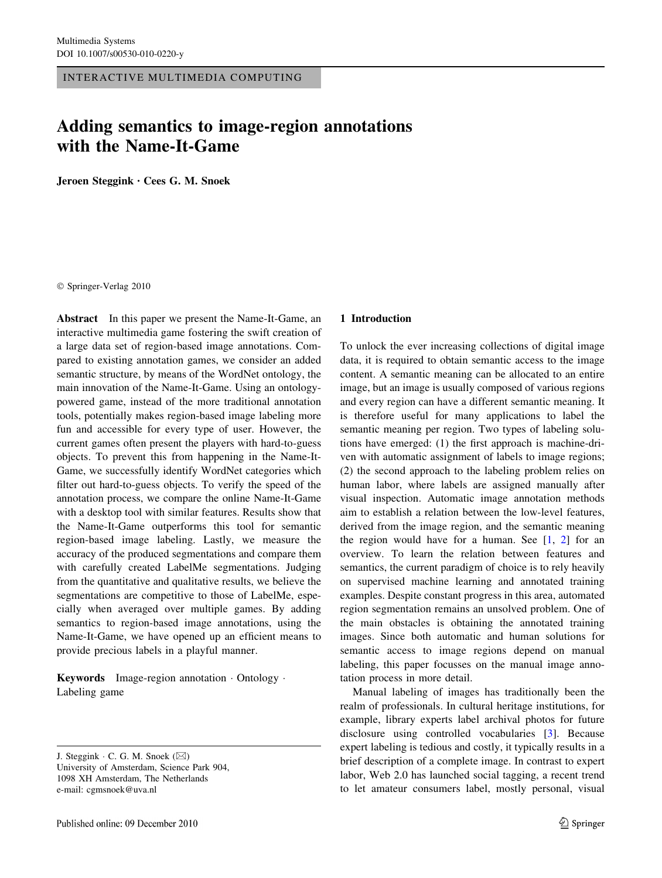INTERACTIVE MULTIMEDIA COMPUTING

# Adding semantics to image-region annotations with the Name-It-Game

**Jeroen Steggink · Cees G. M. Snoek**

© Springer-Verlag 2010

**Abstract** In this paper we present the Name-It-Game, an interactive multimedia game fostering the swift creation of a large data set of region-based image annotations. Compared to existing annotation games, we consider an added semantic structure, by means of the WordNet ontology, the main innovation of the Name-It-Game. Using an ontology-powered game, instead of the more traditional annotation tools, potentially makes region-based image labeling more fun and accessible for every type of user. However, the current games often present the players with hard-to-guess objects. To prevent this from happening in the Name-It-Game, we successfully identify WordNet categories which filter out hard-to-guess objects. To verify the speed of the annotation process, we compare the online Name-It-Game with a desktop tool with similar features. Results show that the Name-It-Game outperforms this tool for semantic region-based image labeling. Lastly, we measure the accuracy of the produced segmentations and compare them with carefully created LabelMe segmentations. Judging from the quantitative and qualitative results, we believe the segmentations are competitive to those of LabelMe, especially when averaged over multiple games. By adding semantics to region-based image annotations, using the Name-It-Game, we have opened up an efficient means to provide precious labels in a playful manner.

**Keywords** Image-region annotation · Ontology · Labeling game

J. Steggink · C. G. M. Snoek (✉)
University of Amsterdam, Science Park 904,
1098 XH Amsterdam, The Netherlands
e-mail: cgmsnoek@uva.nl

## 1 Introduction

To unlock the ever increasing collections of digital image data, it is required to obtain semantic access to the image content. A semantic meaning can be allocated to an entire image, but an image is usually composed of various regions and every region can have a different semantic meaning. It is therefore useful for many applications to label the semantic meaning per region. Two types of labeling solutions have emerged: (1) the first approach is machine-driven with automatic assignment of labels to image regions; (2) the second approach to the labeling problem relies on human labor, where labels are assigned manually after visual inspection. Automatic image annotation methods aim to establish a relation between the low-level features, derived from the image region, and the semantic meaning the region would have for a human. See [1, 2] for an overview. To learn the relation between features and semantics, the current paradigm of choice is to rely heavily on supervised machine learning and annotated training examples. Despite constant progress in this area, automated region segmentation remains an unsolved problem. One of the main obstacles is obtaining the annotated training images. Since both automatic and human solutions for semantic access to image regions depend on manual labeling, this paper focusses on the manual image annotation process in more detail.

Manual labeling of images has traditionally been the realm of professionals. In cultural heritage institutions, for example, library experts label archival photos for future disclosure using controlled vocabularies [3]. Because expert labeling is tedious and costly, it typically results in a brief description of a complete image. In contrast to expert labor, Web 2.0 has launched social tagging, a recent trend to let amateur consumers label, mostly personal, visual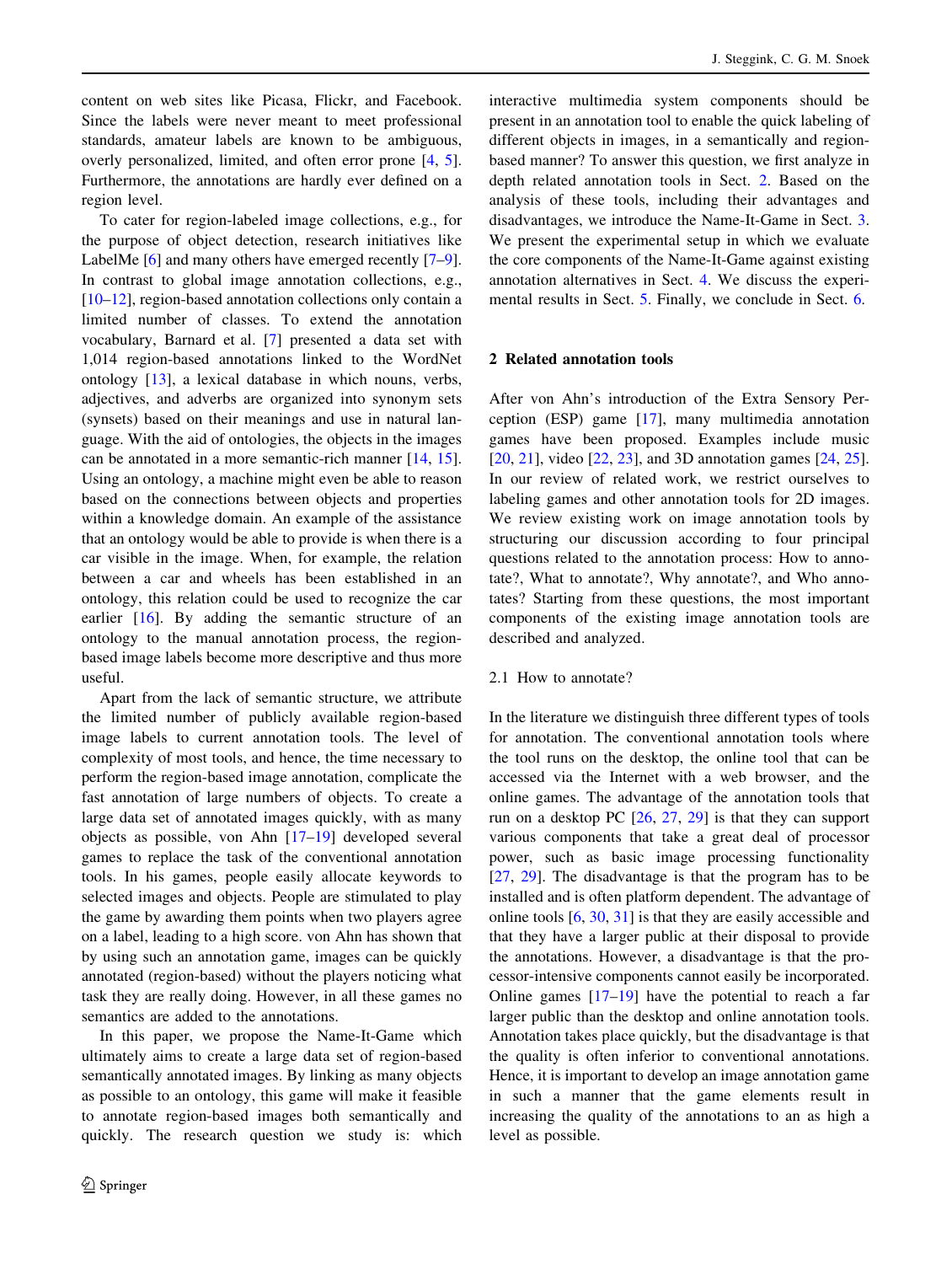content on web sites like Picasa, Flickr, and Facebook. Since the labels were never meant to meet professional standards, amateur labels are known to be ambiguous, overly personalized, limited, and often error prone [4, 5]. Furthermore, the annotations are hardly ever defined on a region level.

To cater for region-labeled image collections, e.g., for the purpose of object detection, research initiatives like LabelMe [6] and many others have emerged recently [7–9]. In contrast to global image annotation collections, e.g., [10–12], region-based annotation collections only contain a limited number of classes. To extend the annotation vocabulary, Barnard et al. [7] presented a data set with 1,014 region-based annotations linked to the WordNet ontology [13], a lexical database in which nouns, verbs, adjectives, and adverbs are organized into synonym sets (synsets) based on their meanings and use in natural language. With the aid of ontologies, the objects in the images can be annotated in a more semantic-rich manner [14, 15]. Using an ontology, a machine might even be able to reason based on the connections between objects and properties within a knowledge domain. An example of the assistance that an ontology would be able to provide is when there is a car visible in the image. When, for example, the relation between a car and wheels has been established in an ontology, this relation could be used to recognize the car earlier [16]. By adding the semantic structure of an ontology to the manual annotation process, the region-based image labels become more descriptive and thus more useful.

Apart from the lack of semantic structure, we attribute the limited number of publicly available region-based image labels to current annotation tools. The level of complexity of most tools, and hence, the time necessary to perform the region-based image annotation, complicate the fast annotation of large numbers of objects. To create a large data set of annotated images quickly, with as many objects as possible, von Ahn [17–19] developed several games to replace the task of the conventional annotation tools. In his games, people easily allocate keywords to selected images and objects. People are stimulated to play the game by awarding them points when two players agree on a label, leading to a high score. von Ahn has shown that by using such an annotation game, images can be quickly annotated (region-based) without the players noticing what task they are really doing. However, in all these games no semantics are added to the annotations.

In this paper, we propose the Name-It-Game which ultimately aims to create a large data set of region-based semantically annotated images. By linking as many objects as possible to an ontology, this game will make it feasible to annotate region-based images both semantically and quickly. The research question we study is: which interactive multimedia system components should be present in an annotation tool to enable the quick labeling of different objects in images, in a semantically and region-based manner? To answer this question, we first analyze in depth related annotation tools in Sect. 2. Based on the analysis of these tools, including their advantages and disadvantages, we introduce the Name-It-Game in Sect. 3. We present the experimental setup in which we evaluate the core components of the Name-It-Game against existing annotation alternatives in Sect. 4. We discuss the experimental results in Sect. 5. Finally, we conclude in Sect. 6.

## 2 Related annotation tools

After von Ahn's introduction of the Extra Sensory Perception (ESP) game [17], many multimedia annotation games have been proposed. Examples include music [20, 21], video [22, 23], and 3D annotation games [24, 25]. In our review of related work, we restrict ourselves to labeling games and other annotation tools for 2D images. We review existing work on image annotation tools by structuring our discussion according to four principal questions related to the annotation process: How to annotate?, What to annotate?, Why annotate?, and Who annotates? Starting from these questions, the most important components of the existing image annotation tools are described and analyzed.

### 2.1 How to annotate?

In the literature we distinguish three different types of tools for annotation. The conventional annotation tools where the tool runs on the desktop, the online tool that can be accessed via the Internet with a web browser, and the online games. The advantage of the annotation tools that run on a desktop PC [26, 27, 29] is that they can support various components that take a great deal of processor power, such as basic image processing functionality [27, 29]. The disadvantage is that the program has to be installed and is often platform dependent. The advantage of online tools [6, 30, 31] is that they are easily accessible and that they have a larger public at their disposal to provide the annotations. However, a disadvantage is that the processor-intensive components cannot easily be incorporated. Online games [17–19] have the potential to reach a far larger public than the desktop and online annotation tools. Annotation takes place quickly, but the disadvantage is that the quality is often inferior to conventional annotations. Hence, it is important to develop an image annotation game in such a manner that the game elements result in increasing the quality of the annotations to an as high a level as possible.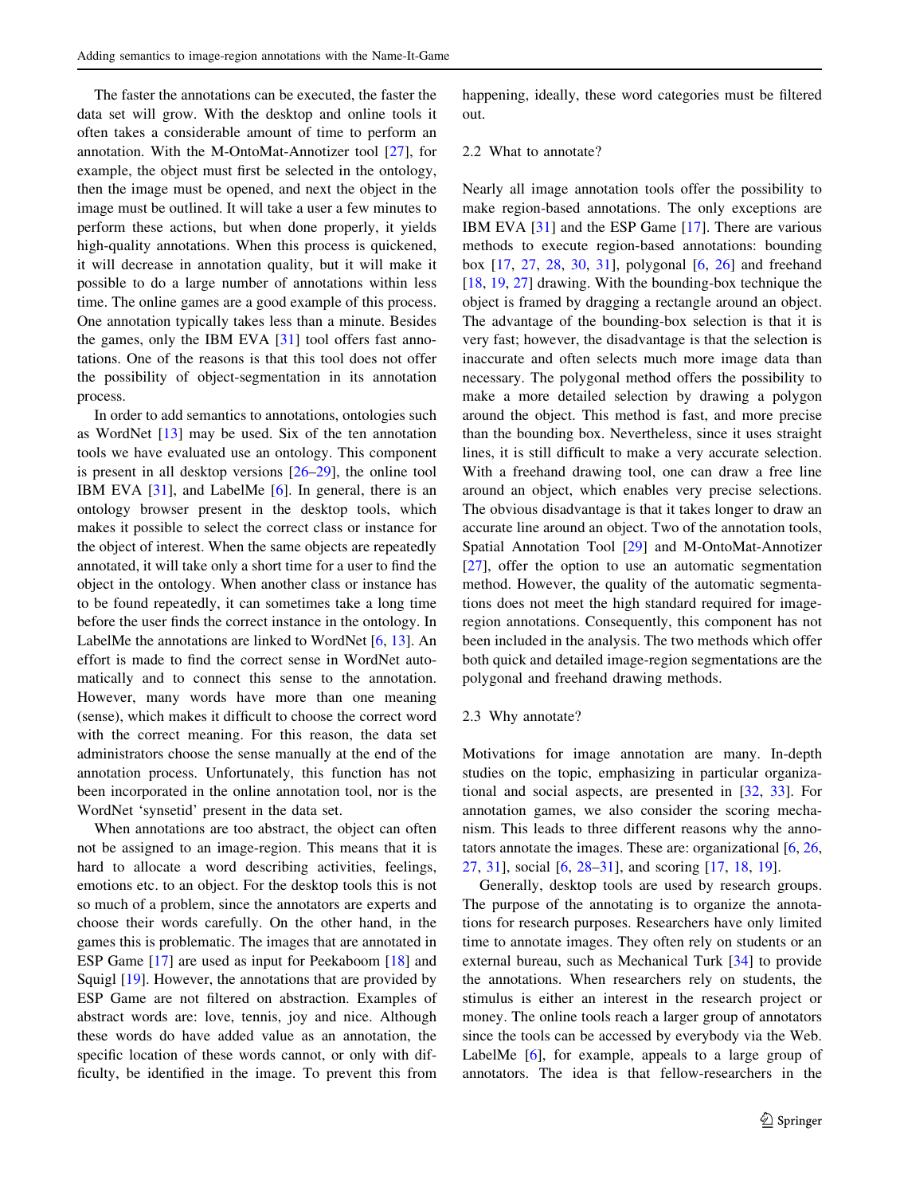The faster the annotations can be executed, the faster the data set will grow. With the desktop and online tools it often takes a considerable amount of time to perform an annotation. With the M-OntoMat-Annotizer tool [27], for example, the object must first be selected in the ontology, then the image must be opened, and next the object in the image must be outlined. It will take a user a few minutes to perform these actions, but when done properly, it yields high-quality annotations. When this process is quickened, it will decrease in annotation quality, but it will make it possible to do a large number of annotations within less time. The online games are a good example of this process. One annotation typically takes less than a minute. Besides the games, only the IBM EVA [31] tool offers fast annotations. One of the reasons is that this tool does not offer the possibility of object-segmentation in its annotation process.

In order to add semantics to annotations, ontologies such as WordNet [13] may be used. Six of the ten annotation tools we have evaluated use an ontology. This component is present in all desktop versions [26–29], the online tool IBM EVA [31], and LabelMe [6]. In general, there is an ontology browser present in the desktop tools, which makes it possible to select the correct class or instance for the object of interest. When the same objects are repeatedly annotated, it will take only a short time for a user to find the object in the ontology. When another class or instance has to be found repeatedly, it can sometimes take a long time before the user finds the correct instance in the ontology. In LabelMe the annotations are linked to WordNet [6, 13]. An effort is made to find the correct sense in WordNet automatically and to connect this sense to the annotation. However, many words have more than one meaning (sense), which makes it difficult to choose the correct word with the correct meaning. For this reason, the data set administrators choose the sense manually at the end of the annotation process. Unfortunately, this function has not been incorporated in the online annotation tool, nor is the WordNet 'synsetid' present in the data set.

When annotations are too abstract, the object can often not be assigned to an image-region. This means that it is hard to allocate a word describing activities, feelings, emotions etc. to an object. For the desktop tools this is not so much of a problem, since the annotators are experts and choose their words carefully. On the other hand, in the games this is problematic. The images that are annotated in ESP Game [17] are used as input for Peekaboom [18] and Squigl [19]. However, the annotations that are provided by ESP Game are not filtered on abstraction. Examples of abstract words are: love, tennis, joy and nice. Although these words do have added value as an annotation, the specific location of these words cannot, or only with difficulty, be identified in the image. To prevent this from happening, ideally, these word categories must be filtered out.

### 2.2 What to annotate?

Nearly all image annotation tools offer the possibility to make region-based annotations. The only exceptions are IBM EVA [31] and the ESP Game [17]. There are various methods to execute region-based annotations: bounding box [17, 27, 28, 30, 31], polygonal [6, 26] and freehand [18, 19, 27] drawing. With the bounding-box technique the object is framed by dragging a rectangle around an object. The advantage of the bounding-box selection is that it is very fast; however, the disadvantage is that the selection is inaccurate and often selects much more image data than necessary. The polygonal method offers the possibility to make a more detailed selection by drawing a polygon around the object. This method is fast, and more precise than the bounding box. Nevertheless, since it uses straight lines, it is still difficult to make a very accurate selection. With a freehand drawing tool, one can draw a free line around an object, which enables very precise selections. The obvious disadvantage is that it takes longer to draw an accurate line around an object. Two of the annotation tools, Spatial Annotation Tool [29] and M-OntoMat-Annotizer [27], offer the option to use an automatic segmentation method. However, the quality of the automatic segmentations does not meet the high standard required for image-region annotations. Consequently, this component has not been included in the analysis. The two methods which offer both quick and detailed image-region segmentations are the polygonal and freehand drawing methods.

### 2.3 Why annotate?

Motivations for image annotation are many. In-depth studies on the topic, emphasizing in particular organizational and social aspects, are presented in [32, 33]. For annotation games, we also consider the scoring mechanism. This leads to three different reasons why the annotators annotate the images. These are: organizational [6, 26, 27, 31], social [6, 28–31], and scoring [17, 18, 19].

Generally, desktop tools are used by research groups. The purpose of the annotating is to organize the annotations for research purposes. Researchers have only limited time to annotate images. They often rely on students or an external bureau, such as Mechanical Turk [34] to provide the annotations. When researchers rely on students, the stimulus is either an interest in the research project or money. The online tools reach a larger group of annotators since the tools can be accessed by everybody via the Web. LabelMe [6], for example, appeals to a large group of annotators. The idea is that fellow-researchers in the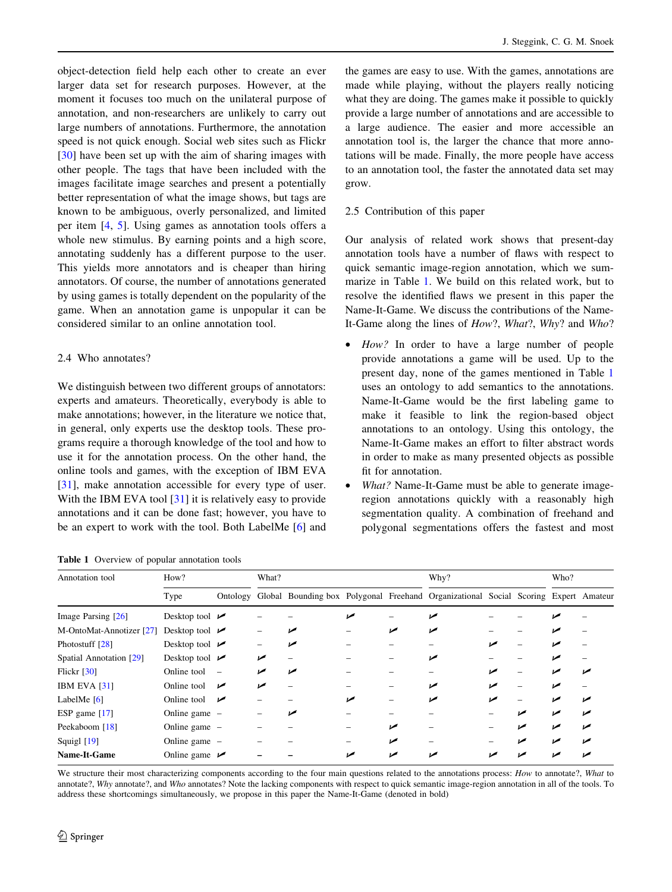object-detection field help each other to create an ever larger data set for research purposes. However, at the moment it focuses too much on the unilateral purpose of annotation, and non-researchers are unlikely to carry out large numbers of annotations. Furthermore, the annotation speed is not quick enough. Social web sites such as Flickr [30] have been set up with the aim of sharing images with other people. The tags that have been included with the images facilitate image searches and present a potentially better representation of what the image shows, but tags are known to be ambiguous, overly personalized, and limited per item [4, 5]. Using games as annotation tools offers a whole new stimulus. By earning points and a high score, annotating suddenly has a different purpose to the user. This yields more annotators and is cheaper than hiring annotators. Of course, the number of annotations generated by using games is totally dependent on the popularity of the game. When an annotation game is unpopular it can be considered similar to an online annotation tool.

## 2.4 Who annotates?

We distinguish between two different groups of annotators: experts and amateurs. Theoretically, everybody is able to make annotations; however, in the literature we notice that, in general, only experts use the desktop tools. These programs require a thorough knowledge of the tool and how to use it for the annotation process. On the other hand, the online tools and games, with the exception of IBM EVA [31], make annotation accessible for every type of user. With the IBM EVA tool [31] it is relatively easy to provide annotations and it can be done fast; however, you have to be an expert to work with the tool. Both LabelMe [6] and the games are easy to use. With the games, annotations are made while playing, without the players really noticing what they are doing. The games make it possible to quickly provide a large number of annotations and are accessible to a large audience. The easier and more accessible an annotation tool is, the larger the chance that more annotations will be made. Finally, the more people have access to an annotation tool, the faster the annotated data set may grow.

## 2.5 Contribution of this paper

Our analysis of related work shows that present-day annotation tools have a number of flaws with respect to quick semantic image-region annotation, which we summarize in Table 1. We build on this related work, but to resolve the identified flaws we present in this paper the Name-It-Game. We discuss the contributions of the Name-It-Game along the lines of *How*?, *What*?, *Why*? and *Who*?

- *How?* In order to have a large number of people provide annotations a game will be used. Up to the present day, none of the games mentioned in Table 1 uses an ontology to add semantics to the annotations. Name-It-Game would be the first labeling game to make it feasible to link the region-based object annotations to an ontology. Using this ontology, the Name-It-Game makes an effort to filter abstract words in order to make as many presented objects as possible fit for annotation.
- *What?* Name-It-Game must be able to generate image-region annotations quickly with a reasonably high segmentation quality. A combination of freehand and polygonal segmentations offers the fastest and most

**Table 1** Overview of popular annotation tools

| Annotation tool | How? | | What? | | | | Why? | | | Who? | |
|---|---|---|---|---|---|---|---|---|---|---|---|
| | Type | Ontology | Global | Bounding box | Polygonal | Freehand | Organizational | Social | Scoring | Expert | Amateur |
| Image Parsing [26] | Desktop tool | ✓ | – | – | ✓ | – | ✓ | – | – | ✓ | – |
| M-OntoMat-Annotizer [27] | Desktop tool | ✓ | – | ✓ | – | ✓ | ✓ | – | – | ✓ | – |
| Photostuff [28] | Desktop tool | ✓ | – | ✓ | – | – | – | ✓ | – | ✓ | – |
| Spatial Annotation [29] | Desktop tool | ✓ | ✓ | – | – | – | ✓ | – | – | ✓ | – |
| Flickr [30] | Online tool | – | ✓ | ✓ | – | – | – | ✓ | – | ✓ | ✓ |
| IBM EVA [31] | Online tool | ✓ | ✓ | – | – | – | ✓ | ✓ | – | ✓ | – |
| LabelMe [6] | Online tool | ✓ | – | – | ✓ | – | ✓ | ✓ | – | ✓ | ✓ |
| ESP game [17] | Online game | – | – | ✓ | – | – | – | – | ✓ | ✓ | ✓ |
| Peekaboom [18] | Online game | – | – | – | – | ✓ | – | – | ✓ | ✓ | ✓ |
| Squigl [19] | Online game | – | – | – | – | ✓ | – | – | ✓ | ✓ | ✓ |
| **Name-It-Game** | Online game | ✓ | – | – | ✓ | ✓ | ✓ | ✓ | ✓ | ✓ | ✓ |

We structure their most characterizing components according to the four main questions related to the annotations process: *How* to annotate?, *What* to annotate?, *Why* annotate?, and *Who* annotates? Note the lacking components with respect to quick semantic image-region annotation in all of the tools. To address these shortcomings simultaneously, we propose in this paper the Name-It-Game (denoted in bold)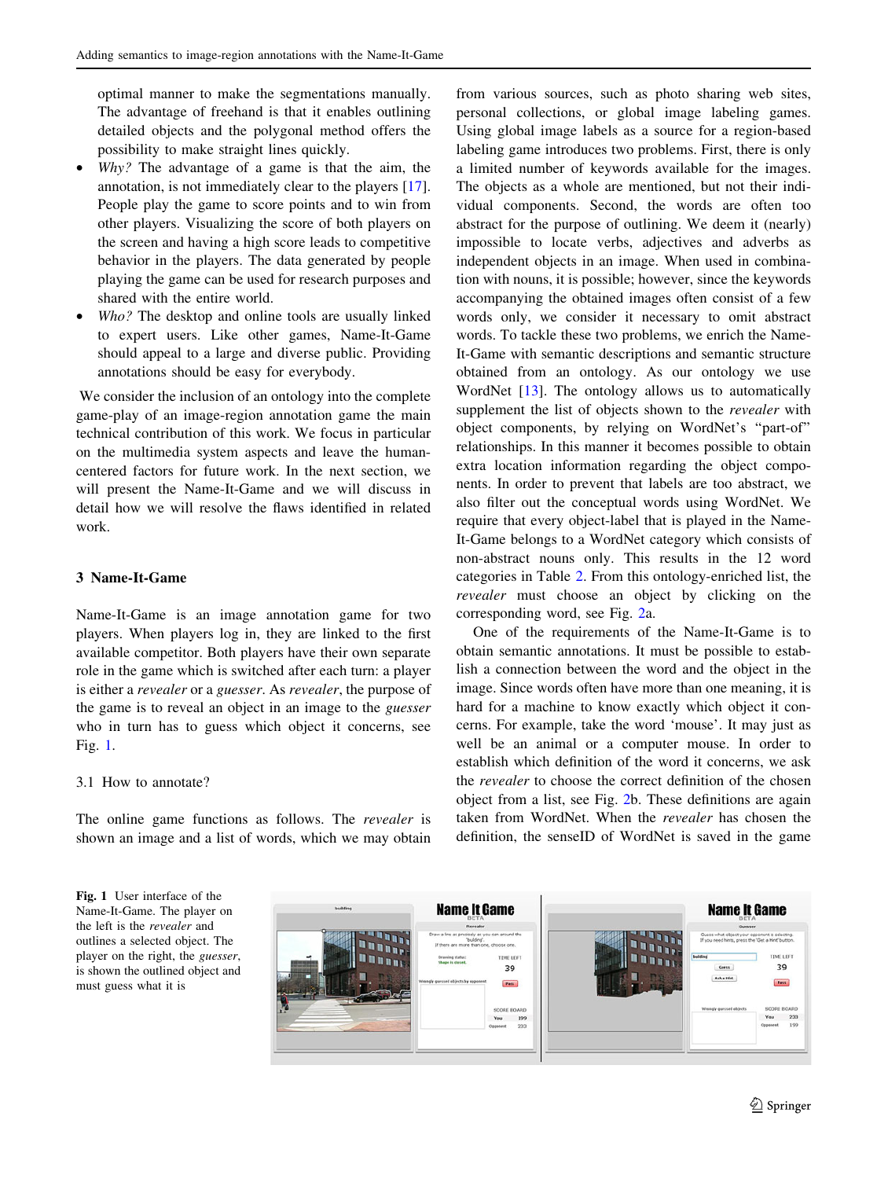optimal manner to make the segmentations manually. The advantage of freehand is that it enables outlining detailed objects and the polygonal method offers the possibility to make straight lines quickly.

- *Why?* The advantage of a game is that the aim, the annotation, is not immediately clear to the players [17]. People play the game to score points and to win from other players. Visualizing the score of both players on the screen and having a high score leads to competitive behavior in the players. The data generated by people playing the game can be used for research purposes and shared with the entire world.
- *Who?* The desktop and online tools are usually linked to expert users. Like other games, Name-It-Game should appeal to a large and diverse public. Providing annotations should be easy for everybody.

We consider the inclusion of an ontology into the complete game-play of an image-region annotation game the main technical contribution of this work. We focus in particular on the multimedia system aspects and leave the human-centered factors for future work. In the next section, we will present the Name-It-Game and we will discuss in detail how we will resolve the flaws identified in related work.

## 3 Name-It-Game

Name-It-Game is an image annotation game for two players. When players log in, they are linked to the first available competitor. Both players have their own separate role in the game which is switched after each turn: a player is either a *revealer* or a *guesser*. As *revealer*, the purpose of the game is to reveal an object in an image to the *guesser* who in turn has to guess which object it concerns, see Fig. 1.

### 3.1 How to annotate?

The online game functions as follows. The *revealer* is shown an image and a list of words, which we may obtain from various sources, such as photo sharing web sites, personal collections, or global image labeling games. Using global image labels as a source for a region-based labeling game introduces two problems. First, there is only a limited number of keywords available for the images. The objects as a whole are mentioned, but not their individual components. Second, the words are often too abstract for the purpose of outlining. We deem it (nearly) impossible to locate verbs, adjectives and adverbs as independent objects in an image. When used in combination with nouns, it is possible; however, since the keywords accompanying the obtained images often consist of a few words only, we consider it necessary to omit abstract words. To tackle these two problems, we enrich the Name-It-Game with semantic descriptions and semantic structure obtained from an ontology. As our ontology we use WordNet [13]. The ontology allows us to automatically supplement the list of objects shown to the *revealer* with object components, by relying on WordNet's "part-of" relationships. In this manner it becomes possible to obtain extra location information regarding the object components. In order to prevent that labels are too abstract, we also filter out the conceptual words using WordNet. We require that every object-label that is played in the Name-It-Game belongs to a WordNet category which consists of non-abstract nouns only. This results in the 12 word categories in Table 2. From this ontology-enriched list, the *revealer* must choose an object by clicking on the corresponding word, see Fig. 2a.

One of the requirements of the Name-It-Game is to obtain semantic annotations. It must be possible to establish a connection between the word and the object in the image. Since words often have more than one meaning, it is hard for a machine to know exactly which object it concerns. For example, take the word 'mouse'. It may just as well be an animal or a computer mouse. In order to establish which definition of the word it concerns, we ask the *revealer* to choose the correct definition of the chosen object from a list, see Fig. 2b. These definitions are again taken from WordNet. When the *revealer* has chosen the definition, the senseID of WordNet is saved in the game

**Fig. 1** User interface of the Name-It-Game. The player on the left is the *revealer* and outlines a selected object. The player on the right, the *guesser*, is shown the outlined object and must guess what it is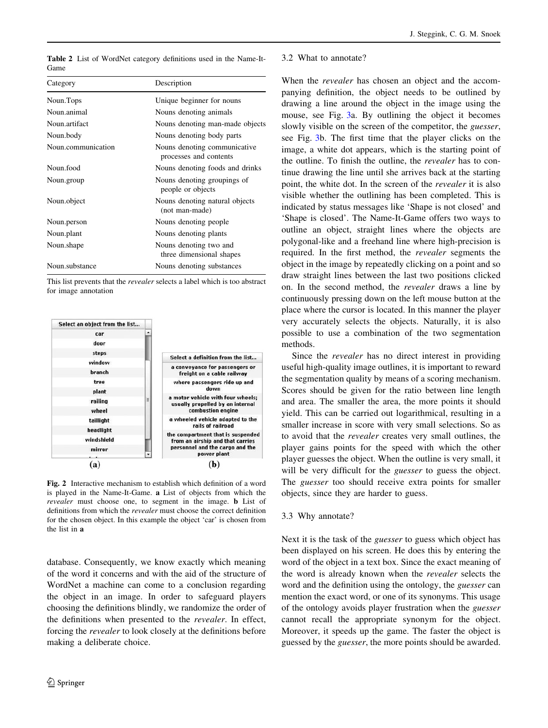**Table 2** List of WordNet category definitions used in the Name-It-Game

| Category | Description |
|---|---|
| Noun.Tops | Unique beginner for nouns |
| Noun.animal | Nouns denoting animals |
| Noun.artifact | Nouns denoting man-made objects |
| Noun.body | Nouns denoting body parts |
| Noun.communication | Nouns denoting communicative processes and contents |
| Noun.food | Nouns denoting foods and drinks |
| Noun.group | Nouns denoting groupings of people or objects |
| Noun.object | Nouns denoting natural objects (not man-made) |
| Noun.person | Nouns denoting people |
| Noun.plant | Nouns denoting plants |
| Noun.shape | Nouns denoting two and three dimensional shapes |
| Noun.substance | Nouns denoting substances |

This list prevents that the *revealer* selects a label which is too abstract for image annotation

**Fig. 2** Interactive mechanism to establish which definition of a word is played in the Name-It-Game. **a** List of objects from which the *revealer* must choose one, to segment in the image. **b** List of definitions from which the *revealer* must choose the correct definition for the chosen object. In this example the object 'car' is chosen from the list in **a**

database. Consequently, we know exactly which meaning of the word it concerns and with the aid of the structure of WordNet a machine can come to a conclusion regarding the object in an image. In order to safeguard players choosing the definitions blindly, we randomize the order of the definitions when presented to the *revealer*. In effect, forcing the *revealer* to look closely at the definitions before making a deliberate choice.

### 3.2 What to annotate?

When the *revealer* has chosen an object and the accompanying definition, the object needs to be outlined by drawing a line around the object in the image using the mouse, see Fig. 3a. By outlining the object it becomes slowly visible on the screen of the competitor, the *guesser*, see Fig. 3b. The first time that the player clicks on the image, a white dot appears, which is the starting point of the outline. To finish the outline, the *revealer* has to continue drawing the line until she arrives back at the starting point, the white dot. In the screen of the *revealer* it is also visible whether the outlining has been completed. This is indicated by status messages like 'Shape is not closed' and 'Shape is closed'. The Name-It-Game offers two ways to outline an object, straight lines where the objects are polygonal-like and a freehand line where high-precision is required. In the first method, the *revealer* segments the object in the image by repeatedly clicking on a point and so draw straight lines between the last two positions clicked on. In the second method, the *revealer* draws a line by continuously pressing down on the left mouse button at the place where the cursor is located. In this manner the player very accurately selects the objects. Naturally, it is also possible to use a combination of the two segmentation methods.

Since the *revealer* has no direct interest in providing useful high-quality image outlines, it is important to reward the segmentation quality by means of a scoring mechanism. Scores should be given for the ratio between line length and area. The smaller the area, the more points it should yield. This can be carried out logarithmical, resulting in a smaller increase in score with very small selections. So as to avoid that the *revealer* creates very small outlines, the player gains points for the speed with which the other player guesses the object. When the outline is very small, it will be very difficult for the *guesser* to guess the object. The *guesser* too should receive extra points for smaller objects, since they are harder to guess.

### 3.3 Why annotate?

Next it is the task of the *guesser* to guess which object has been displayed on his screen. He does this by entering the word of the object in a text box. Since the exact meaning of the word is already known when the *revealer* selects the word and the definition using the ontology, the *guesser* can mention the exact word, or one of its synonyms. This usage of the ontology avoids player frustration when the *guesser* cannot recall the appropriate synonym for the object. Moreover, it speeds up the game. The faster the object is guessed by the *guesser*, the more points should be awarded.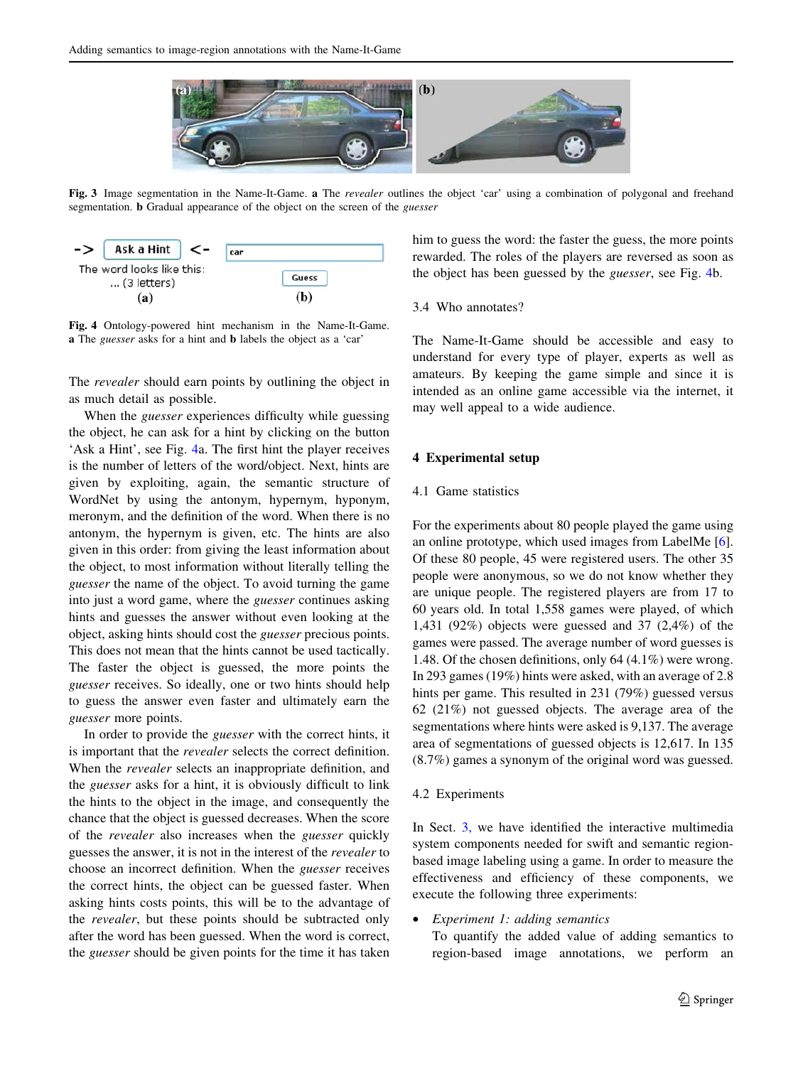Fig. 3 Image segmentation in the Name-It-Game. **a** The *revealer* outlines the object 'car' using a combination of polygonal and freehand segmentation. **b** Gradual appearance of the object on the screen of the *guesser*

Fig. 4 Ontology-powered hint mechanism in the Name-It-Game. **a** The *guesser* asks for a hint and **b** labels the object as a 'car'

The *revealer* should earn points by outlining the object in as much detail as possible.

When the *guesser* experiences difficulty while guessing the object, he can ask for a hint by clicking on the button 'Ask a Hint', see Fig. 4a. The first hint the player receives is the number of letters of the word/object. Next, hints are given by exploiting, again, the semantic structure of WordNet by using the antonym, hypernym, hyponym, meronym, and the definition of the word. When there is no antonym, the hypernym is given, etc. The hints are also given in this order: from giving the least information about the object, to most information without literally telling the *guesser* the name of the object. To avoid turning the game into just a word game, where the *guesser* continues asking hints and guesses the answer without even looking at the object, asking hints should cost the *guesser* precious points. This does not mean that the hints cannot be used tactically. The faster the object is guessed, the more points the *guesser* receives. So ideally, one or two hints should help to guess the answer even faster and ultimately earn the *guesser* more points.

In order to provide the *guesser* with the correct hints, it is important that the *revealer* selects the correct definition. When the *revealer* selects an inappropriate definition, and the *guesser* asks for a hint, it is obviously difficult to link the hints to the object in the image, and consequently the chance that the object is guessed decreases. When the score of the *revealer* also increases when the *guesser* quickly guesses the answer, it is not in the interest of the *revealer* to choose an incorrect definition. When the *guesser* receives the correct hints, the object can be guessed faster. When asking hints costs points, this will be to the advantage of the *revealer*, but these points should be subtracted only after the word has been guessed. When the word is correct, the *guesser* should be given points for the time it has taken him to guess the word: the faster the guess, the more points rewarded. The roles of the players are reversed as soon as the object has been guessed by the *guesser*, see Fig. 4b.

### 3.4 Who annotates?

The Name-It-Game should be accessible and easy to understand for every type of player, experts as well as amateurs. By keeping the game simple and since it is intended as an online game accessible via the internet, it may well appeal to a wide audience.

## 4 Experimental setup

### 4.1 Game statistics

For the experiments about 80 people played the game using an online prototype, which used images from LabelMe [6]. Of these 80 people, 45 were registered users. The other 35 people were anonymous, so we do not know whether they are unique people. The registered players are from 17 to 60 years old. In total 1,558 games were played, of which 1,431 (92%) objects were guessed and 37 (2,4%) of the games were passed. The average number of word guesses is 1.48. Of the chosen definitions, only 64 (4.1%) were wrong. In 293 games (19%) hints were asked, with an average of 2.8 hints per game. This resulted in 231 (79%) guessed versus 62 (21%) not guessed objects. The average area of the segmentations where hints were asked is 9,137. The average area of segmentations of guessed objects is 12,617. In 135 (8.7%) games a synonym of the original word was guessed.

### 4.2 Experiments

In Sect. 3, we have identified the interactive multimedia system components needed for swift and semantic region-based image labeling using a game. In order to measure the effectiveness and efficiency of these components, we execute the following three experiments:

- *Experiment 1: adding semantics*
  To quantify the added value of adding semantics to region-based image annotations, we perform an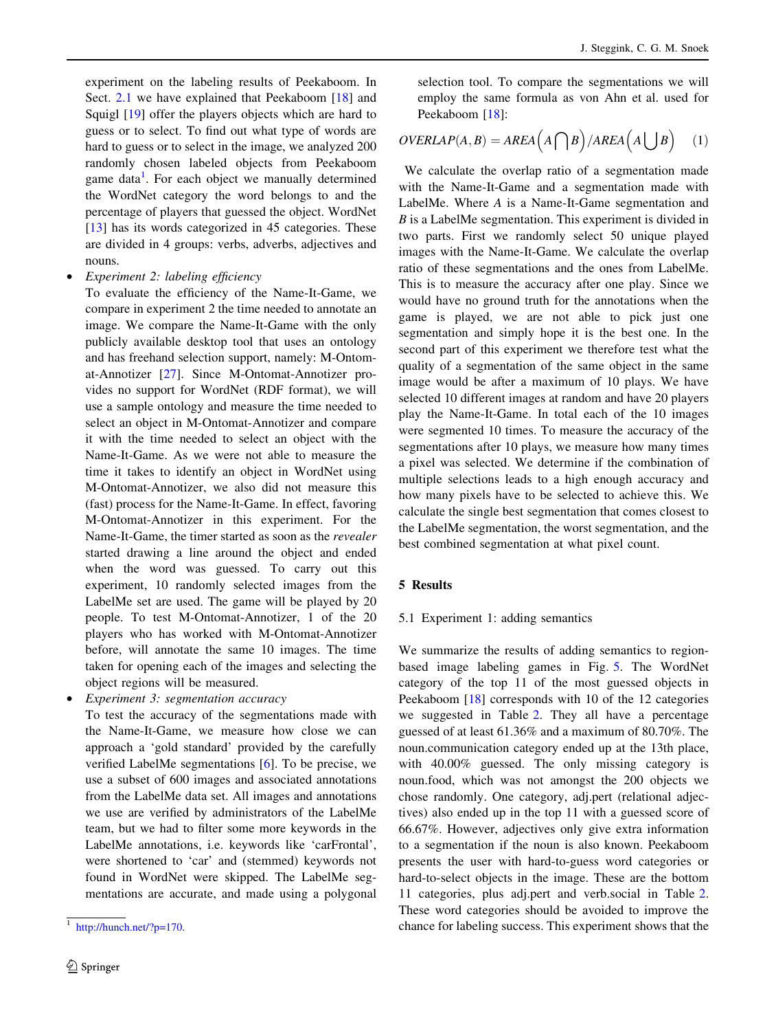experiment on the labeling results of Peekaboom. In Sect. 2.1 we have explained that Peekaboom [18] and Squigl [19] offer the players objects which are hard to guess or to select. To find out what type of words are hard to guess or to select in the image, we analyzed 200 randomly chosen labeled objects from Peekaboom game data[1]. For each object we manually determined the WordNet category the word belongs to and the percentage of players that guessed the object. WordNet [13] has its words categorized in 45 categories. These are divided in 4 groups: verbs, adverbs, adjectives and nouns.

- *Experiment 2: labeling efficiency*
  To evaluate the efficiency of the Name-It-Game, we compare in experiment 2 the time needed to annotate an image. We compare the Name-It-Game with the only publicly available desktop tool that uses an ontology and has freehand selection support, namely: M-Ontomat-Annotizer [27]. Since M-Ontomat-Annotizer provides no support for WordNet (RDF format), we will use a sample ontology and measure the time needed to select an object in M-Ontomat-Annotizer and compare it with the time needed to select an object with the Name-It-Game. As we were not able to measure the time it takes to identify an object in WordNet using M-Ontomat-Annotizer, we also did not measure this (fast) process for the Name-It-Game. In effect, favoring M-Ontomat-Annotizer in this experiment. For the Name-It-Game, the timer started as soon as the *revealer* started drawing a line around the object and ended when the word was guessed. To carry out this experiment, 10 randomly selected images from the LabelMe set are used. The game will be played by 20 people. To test M-Ontomat-Annotizer, 1 of the 20 players who has worked with M-Ontomat-Annotizer before, will annotate the same 10 images. The time taken for opening each of the images and selecting the object regions will be measured.
- *Experiment 3: segmentation accuracy*
  To test the accuracy of the segmentations made with the Name-It-Game, we measure how close we can approach a 'gold standard' provided by the carefully verified LabelMe segmentations [6]. To be precise, we use a subset of 600 images and associated annotations from the LabelMe data set. All images and annotations we use are verified by administrators of the LabelMe team, but we had to filter some more keywords in the LabelMe annotations, i.e. keywords like 'carFrontal', were shortened to 'car' and (stemmed) keywords not found in WordNet were skipped. The LabelMe segmentations are accurate, and made using a polygonal selection tool. To compare the segmentations we will employ the same formula as von Ahn et al. used for Peekaboom [18]:

$$OVERLAP(A,B) = AREA\left(A \bigcap B\right) / AREA\left(A \bigcup B\right) \quad (1)$$

We calculate the overlap ratio of a segmentation made with the Name-It-Game and a segmentation made with LabelMe. Where $A$ is a Name-It-Game segmentation and $B$ is a LabelMe segmentation. This experiment is divided in two parts. First we randomly select 50 unique played images with the Name-It-Game. We calculate the overlap ratio of these segmentations and the ones from LabelMe. This is to measure the accuracy after one play. Since we would have no ground truth for the annotations when the game is played, we are not able to pick just one segmentation and simply hope it is the best one. In the second part of this experiment we therefore test what the quality of a segmentation of the same object in the same image would be after a maximum of 10 plays. We have selected 10 different images at random and have 20 players play the Name-It-Game. In total each of the 10 images were segmented 10 times. To measure the accuracy of the segmentations after 10 plays, we measure how many times a pixel was selected. We determine if the combination of multiple selections leads to a high enough accuracy and how many pixels have to be selected to achieve this. We calculate the single best segmentation that comes closest to the LabelMe segmentation, the worst segmentation, and the best combined segmentation at what pixel count.

## 5 Results

### 5.1 Experiment 1: adding semantics

We summarize the results of adding semantics to region-based image labeling games in Fig. 5. The WordNet category of the top 11 of the most guessed objects in Peekaboom [18] corresponds with 10 of the 12 categories we suggested in Table 2. They all have a percentage guessed of at least 61.36% and a maximum of 80.70%. The noun.communication category ended up at the 13th place, with 40.00% guessed. The only missing category is noun.food, which was not amongst the 200 objects we chose randomly. One category, adj.pert (relational adjectives) also ended up in the top 11 with a guessed score of 66.67%. However, adjectives only give extra information to a segmentation if the noun is also known. Peekaboom presents the user with hard-to-guess word categories or hard-to-select objects in the image. These are the bottom 11 categories, plus adj.pert and verb.social in Table 2. These word categories should be avoided to improve the chance for labeling success. This experiment shows that the

[1] http://hunch.net/?p=170.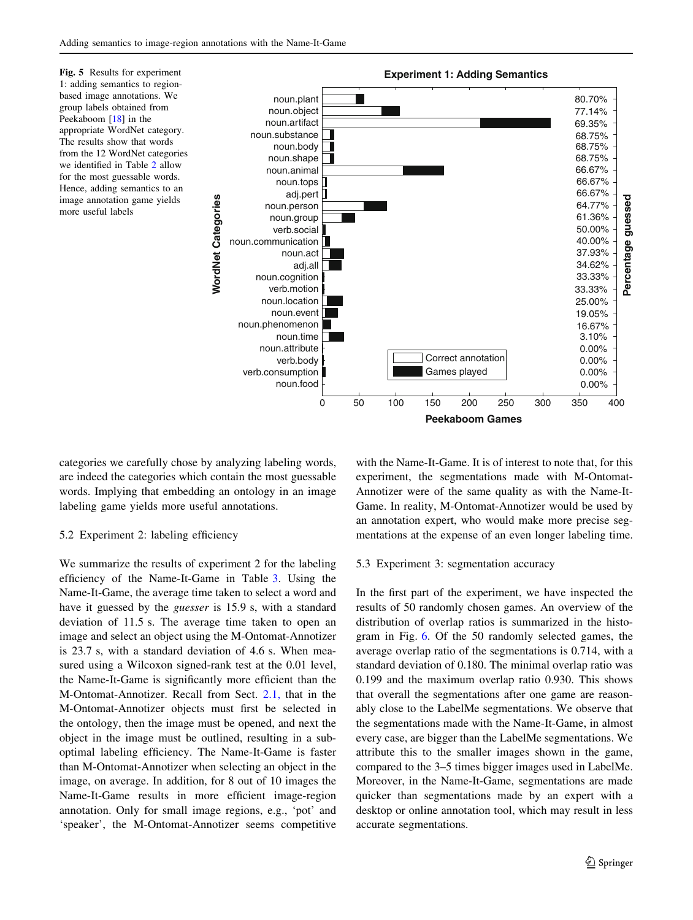**Fig. 5** Results for experiment 1: adding semantics to region-based image annotations. We group labels obtained from Peekaboom [18] in the appropriate WordNet category. The results show that words from the 12 WordNet categories we identified in Table 2 allow for the most guessable words. Hence, adding semantics to an image annotation game yields more useful labels

categories we carefully chose by analyzing labeling words, are indeed the categories which contain the most guessable words. Implying that embedding an ontology in an image labeling game yields more useful annotations.

### 5.2 Experiment 2: labeling efficiency

We summarize the results of experiment 2 for the labeling efficiency of the Name-It-Game in Table 3. Using the Name-It-Game, the average time taken to select a word and have it guessed by the *guesser* is 15.9 s, with a standard deviation of 11.5 s. The average time taken to open an image and select an object using the M-Ontomat-Annotizer is 23.7 s, with a standard deviation of 4.6 s. When measured using a Wilcoxon signed-rank test at the 0.01 level, the Name-It-Game is significantly more efficient than the M-Ontomat-Annotizer. Recall from Sect. 2.1, that in the M-Ontomat-Annotizer objects must first be selected in the ontology, then the image must be opened, and next the object in the image must be outlined, resulting in a suboptimal labeling efficiency. The Name-It-Game is faster than M-Ontomat-Annotizer when selecting an object in the image, on average. In addition, for 8 out of 10 images the Name-It-Game results in more efficient image-region annotation. Only for small image regions, e.g., 'pot' and 'speaker', the M-Ontomat-Annotizer seems competitive with the Name-It-Game. It is of interest to note that, for this experiment, the segmentations made with M-Ontomat-Annotizer were of the same quality as with the Name-It-Game. In reality, M-Ontomat-Annotizer would be used by an annotation expert, who would make more precise segmentations at the expense of an even longer labeling time.

### 5.3 Experiment 3: segmentation accuracy

In the first part of the experiment, we have inspected the results of 50 randomly chosen games. An overview of the distribution of overlap ratios is summarized in the histogram in Fig. 6. Of the 50 randomly selected games, the average overlap ratio of the segmentations is 0.714, with a standard deviation of 0.180. The minimal overlap ratio was 0.199 and the maximum overlap ratio 0.930. This shows that overall the segmentations after one game are reasonably close to the LabelMe segmentations. We observe that the segmentations made with the Name-It-Game, in almost every case, are bigger than the LabelMe segmentations. We attribute this to the smaller images shown in the game, compared to the 3–5 times bigger images used in LabelMe. Moreover, in the Name-It-Game, segmentations are made quicker than segmentations made by an expert with a desktop or online annotation tool, which may result in less accurate segmentations.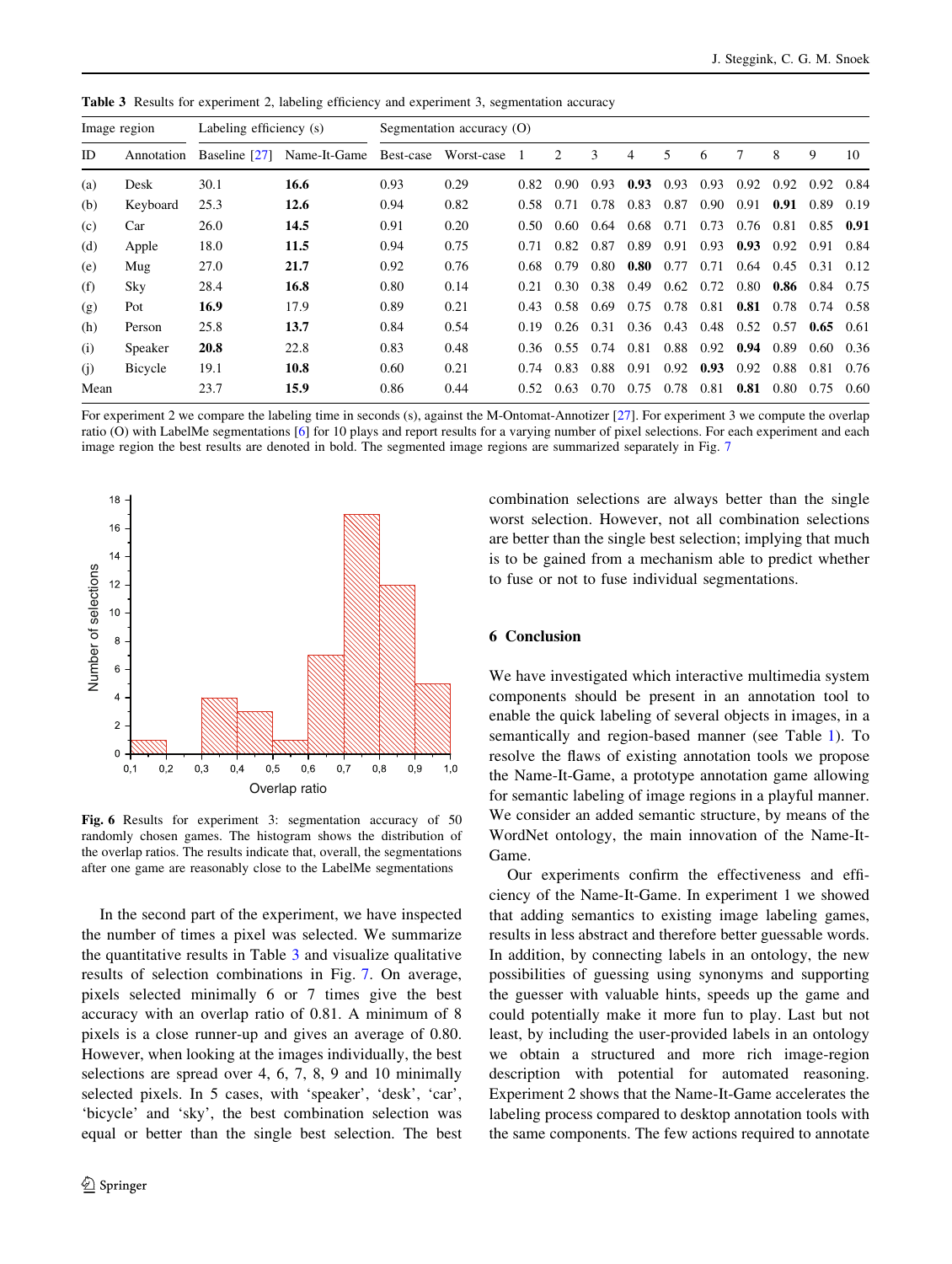**Table 3** Results for experiment 2, labeling efficiency and experiment 3, segmentation accuracy

| Image region | | Labeling efficiency (s) | | Segmentation accuracy (O) | | | | | | | | | | | |
|---|---|---|---|---|---|---|---|---|---|---|---|---|---|---|---|
| ID | Annotation | Baseline [27] | Name-It-Game | Best-case | Worst-case | 1 | 2 | 3 | 4 | 5 | 6 | 7 | 8 | 9 | 10 |
| (a) | Desk | 30.1 | **16.6** | 0.93 | 0.29 | 0.82 | 0.90 | 0.93 | **0.93** | 0.93 | 0.93 | 0.92 | 0.92 | 0.92 | 0.84 |
| (b) | Keyboard | 25.3 | **12.6** | 0.94 | 0.82 | 0.58 | 0.71 | 0.78 | 0.83 | 0.87 | 0.90 | 0.91 | **0.91** | 0.89 | 0.19 |
| (c) | Car | 26.0 | **14.5** | 0.91 | 0.20 | 0.50 | 0.60 | 0.64 | 0.68 | 0.71 | 0.73 | 0.76 | 0.81 | 0.85 | **0.91** |
| (d) | Apple | 18.0 | **11.5** | 0.94 | 0.75 | 0.71 | 0.82 | 0.87 | 0.89 | 0.91 | 0.93 | **0.93** | 0.92 | 0.91 | 0.84 |
| (e) | Mug | 27.0 | **21.7** | 0.92 | 0.76 | 0.68 | 0.79 | 0.80 | **0.80** | 0.77 | 0.71 | 0.64 | 0.45 | 0.31 | 0.12 |
| (f) | Sky | 28.4 | **16.8** | 0.80 | 0.14 | 0.21 | 0.30 | 0.38 | 0.49 | 0.62 | 0.72 | 0.80 | **0.86** | 0.84 | 0.75 |
| (g) | Pot | **16.9** | 17.9 | 0.89 | 0.21 | 0.43 | 0.58 | 0.69 | 0.75 | 0.78 | 0.81 | **0.81** | 0.78 | 0.74 | 0.58 |
| (h) | Person | 25.8 | **13.7** | 0.84 | 0.54 | 0.19 | 0.26 | 0.31 | 0.36 | 0.43 | 0.48 | 0.52 | 0.57 | **0.65** | 0.61 |
| (i) | Speaker | **20.8** | 22.8 | 0.83 | 0.48 | 0.36 | 0.55 | 0.74 | 0.81 | 0.88 | 0.92 | **0.94** | 0.89 | 0.60 | 0.36 |
| (j) | Bicycle | 19.1 | **10.8** | 0.60 | 0.21 | 0.74 | 0.83 | 0.88 | 0.91 | 0.92 | **0.93** | 0.92 | 0.88 | 0.81 | 0.76 |
| Mean | | 23.7 | **15.9** | 0.86 | 0.44 | 0.52 | 0.63 | 0.70 | 0.75 | 0.78 | 0.81 | **0.81** | 0.80 | 0.75 | 0.60 |

For experiment 2 we compare the labeling time in seconds (s), against the M-Ontomat-Annotizer [27]. For experiment 3 we compute the overlap ratio (O) with LabelMe segmentations [6] for 10 plays and report results for a varying number of pixel selections. For each experiment and each image region the best results are denoted in bold. The segmented image regions are summarized separately in Fig. 7

**Fig. 6** Results for experiment 3: segmentation accuracy of 50 randomly chosen games. The histogram shows the distribution of the overlap ratios. The results indicate that, overall, the segmentations after one game are reasonably close to the LabelMe segmentations

In the second part of the experiment, we have inspected the number of times a pixel was selected. We summarize the quantitative results in Table 3 and visualize qualitative results of selection combinations in Fig. 7. On average, pixels selected minimally 6 or 7 times give the best accuracy with an overlap ratio of 0.81. A minimum of 8 pixels is a close runner-up and gives an average of 0.80. However, when looking at the images individually, the best selections are spread over 4, 6, 7, 8, 9 and 10 minimally selected pixels. In 5 cases, with 'speaker', 'desk', 'car', 'bicycle' and 'sky', the best combination selection was equal or better than the single best selection. The best combination selections are always better than the single worst selection. However, not all combination selections are better than the single best selection; implying that much is to be gained from a mechanism able to predict whether to fuse or not to fuse individual segmentations.

## 6 Conclusion

We have investigated which interactive multimedia system components should be present in an annotation tool to enable the quick labeling of several objects in images, in a semantically and region-based manner (see Table 1). To resolve the flaws of existing annotation tools we propose the Name-It-Game, a prototype annotation game allowing for semantic labeling of image regions in a playful manner. We consider an added semantic structure, by means of the WordNet ontology, the main innovation of the Name-It-Game.

Our experiments confirm the effectiveness and efficiency of the Name-It-Game. In experiment 1 we showed that adding semantics to existing image labeling games, results in less abstract and therefore better guessable words. In addition, by connecting labels in an ontology, the new possibilities of guessing using synonyms and supporting the guesser with valuable hints, speeds up the game and could potentially make it more fun to play. Last but not least, by including the user-provided labels in an ontology we obtain a structured and more rich image-region description with potential for automated reasoning. Experiment 2 shows that the Name-It-Game accelerates the labeling process compared to desktop annotation tools with the same components. The few actions required to annotate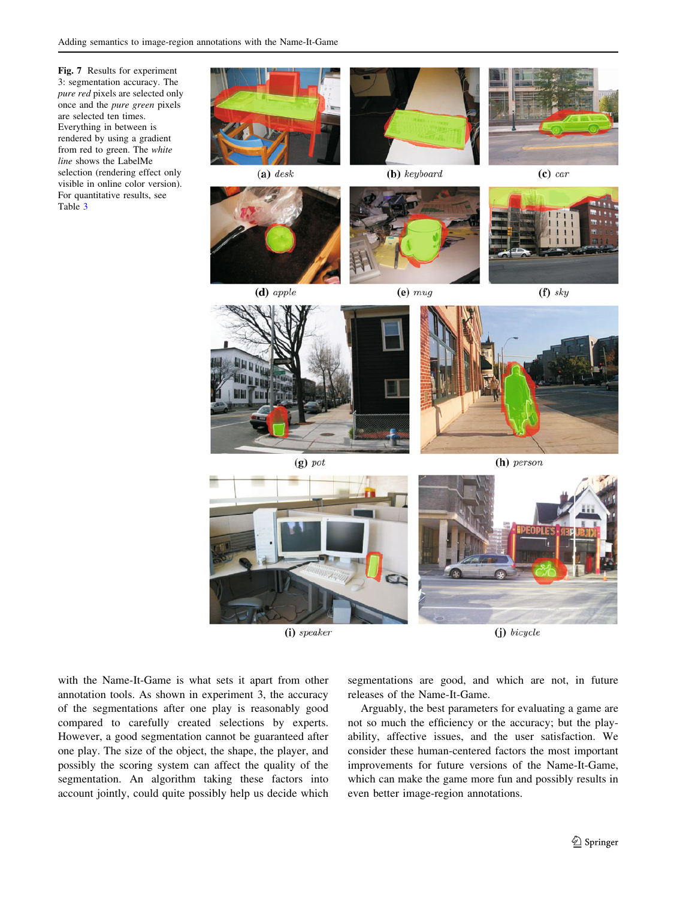**Fig. 7** Results for experiment 3: segmentation accuracy. The *pure red* pixels are selected only once and the *pure green* pixels are selected ten times. Everything in between is rendered by using a gradient from red to green. The *white line* shows the LabelMe selection (rendering effect only visible in online color version). For quantitative results, see Table 3

(a) *desk* (b) *keyboard* (c) *car* (d) *apple* (e) *mug* (f) *sky* (g) *pot* (h) *person* (i) *speaker* (j) *bicycle*

with the Name-It-Game is what sets it apart from other annotation tools. As shown in experiment 3, the accuracy of the segmentations after one play is reasonably good compared to carefully created selections by experts. However, a good segmentation cannot be guaranteed after one play. The size of the object, the shape, the player, and possibly the scoring system can affect the quality of the segmentation. An algorithm taking these factors into account jointly, could quite possibly help us decide which segmentations are good, and which are not, in future releases of the Name-It-Game.

Arguably, the best parameters for evaluating a game are not so much the efficiency or the accuracy; but the playability, affective issues, and the user satisfaction. We consider these human-centered factors the most important improvements for future versions of the Name-It-Game, which can make the game more fun and possibly results in even better image-region annotations.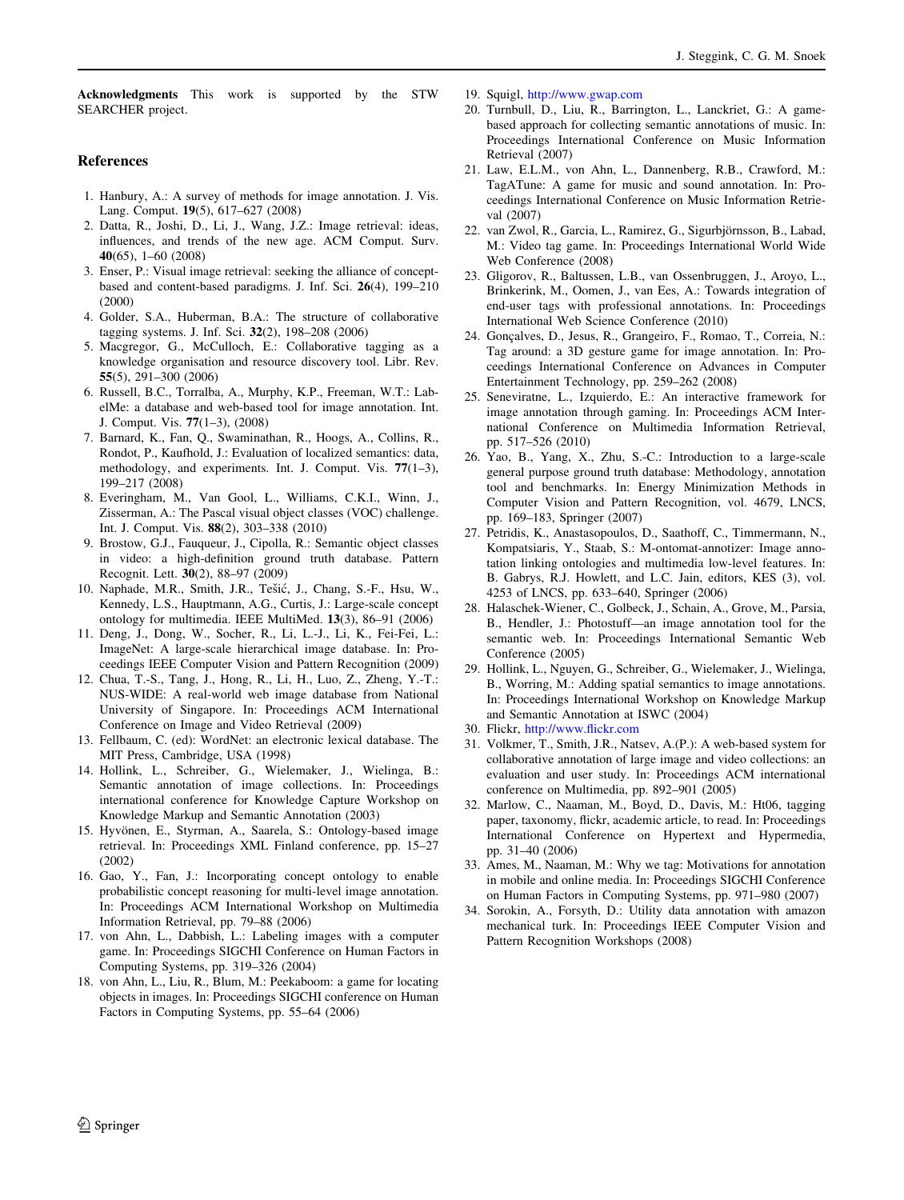**Acknowledgments** This work is supported by the STW SEARCHER project.

## References

1. Hanbury, A.: A survey of methods for image annotation. J. Vis. Lang. Comput. **19**(5), 617–627 (2008)
2. Datta, R., Joshi, D., Li, J., Wang, J.Z.: Image retrieval: ideas, influences, and trends of the new age. ACM Comput. Surv. **40**(65), 1–60 (2008)
3. Enser, P.: Visual image retrieval: seeking the alliance of concept-based and content-based paradigms. J. Inf. Sci. **26**(4), 199–210 (2000)
4. Golder, S.A., Huberman, B.A.: The structure of collaborative tagging systems. J. Inf. Sci. **32**(2), 198–208 (2006)
5. Macgregor, G., McCulloch, E.: Collaborative tagging as a knowledge organisation and resource discovery tool. Libr. Rev. **55**(5), 291–300 (2006)
6. Russell, B.C., Torralba, A., Murphy, K.P., Freeman, W.T.: LabelMe: a database and web-based tool for image annotation. Int. J. Comput. Vis. **77**(1–3), (2008)
7. Barnard, K., Fan, Q., Swaminathan, R., Hoogs, A., Collins, R., Rondot, P., Kaufhold, J.: Evaluation of localized semantics: data, methodology, and experiments. Int. J. Comput. Vis. **77**(1–3), 199–217 (2008)
8. Everingham, M., Van Gool, L., Williams, C.K.I., Winn, J., Zisserman, A.: The Pascal visual object classes (VOC) challenge. Int. J. Comput. Vis. **88**(2), 303–338 (2010)
9. Brostow, G.J., Fauqueur, J., Cipolla, R.: Semantic object classes in video: a high-definition ground truth database. Pattern Recognit. Lett. **30**(2), 88–97 (2009)
10. Naphade, M.R., Smith, J.R., Tešić, J., Chang, S.-F., Hsu, W., Kennedy, L.S., Hauptmann, A.G., Curtis, J.: Large-scale concept ontology for multimedia. IEEE MultiMed. **13**(3), 86–91 (2006)
11. Deng, J., Dong, W., Socher, R., Li, L.-J., Li, K., Fei-Fei, L.: ImageNet: A large-scale hierarchical image database. In: Proceedings IEEE Computer Vision and Pattern Recognition (2009)
12. Chua, T.-S., Tang, J., Hong, R., Li, H., Luo, Z., Zheng, Y.-T.: NUS-WIDE: A real-world web image database from National University of Singapore. In: Proceedings ACM International Conference on Image and Video Retrieval (2009)
13. Fellbaum, C. (ed): WordNet: an electronic lexical database. The MIT Press, Cambridge, USA (1998)
14. Hollink, L., Schreiber, G., Wielemaker, J., Wielinga, B.: Semantic annotation of image collections. In: Proceedings international conference for Knowledge Capture Workshop on Knowledge Markup and Semantic Annotation (2003)
15. Hyvönen, E., Styrman, A., Saarela, S.: Ontology-based image retrieval. In: Proceedings XML Finland conference, pp. 15–27 (2002)
16. Gao, Y., Fan, J.: Incorporating concept ontology to enable probabilistic concept reasoning for multi-level image annotation. In: Proceedings ACM International Workshop on Multimedia Information Retrieval, pp. 79–88 (2006)
17. von Ahn, L., Dabbish, L.: Labeling images with a computer game. In: Proceedings SIGCHI Conference on Human Factors in Computing Systems, pp. 319–326 (2004)
18. von Ahn, L., Liu, R., Blum, M.: Peekaboom: a game for locating objects in images. In: Proceedings SIGCHI conference on Human Factors in Computing Systems, pp. 55–64 (2006)
19. Squigl, http://www.gwap.com
20. Turnbull, D., Liu, R., Barrington, L., Lanckriet, G.: A game-based approach for collecting semantic annotations of music. In: Proceedings International Conference on Music Information Retrieval (2007)
21. Law, E.L.M., von Ahn, L., Dannenberg, R.B., Crawford, M.: TagATune: A game for music and sound annotation. In: Proceedings International Conference on Music Information Retrieval (2007)
22. van Zwol, R., Garcia, L., Ramirez, G., Sigurbjörnsson, B., Labad, M.: Video tag game. In: Proceedings International World Wide Web Conference (2008)
23. Gligorov, R., Baltussen, L.B., van Ossenbruggen, J., Aroyo, L., Brinkerink, M., Oomen, J., van Ees, A.: Towards integration of end-user tags with professional annotations. In: Proceedings International Web Science Conference (2010)
24. Gonçalves, D., Jesus, R., Grangeiro, F., Romao, T., Correia, N.: Tag around: a 3D gesture game for image annotation. In: Proceedings International Conference on Advances in Computer Entertainment Technology, pp. 259–262 (2008)
25. Seneviratne, L., Izquierdo, E.: An interactive framework for image annotation through gaming. In: Proceedings ACM International Conference on Multimedia Information Retrieval, pp. 517–526 (2010)
26. Yao, B., Yang, X., Zhu, S.-C.: Introduction to a large-scale general purpose ground truth database: Methodology, annotation tool and benchmarks. In: Energy Minimization Methods in Computer Vision and Pattern Recognition, vol. 4679, LNCS, pp. 169–183, Springer (2007)
27. Petridis, K., Anastasopoulos, D., Saathoff, C., Timmermann, N., Kompatsiaris, Y., Staab, S.: M-ontomat-annotizer: Image annotation linking ontologies and multimedia low-level features. In: B. Gabrys, R.J. Howlett, and L.C. Jain, editors, KES (3), vol. 4253 of LNCS, pp. 633–640, Springer (2006)
28. Halaschek-Wiener, C., Golbeck, J., Schain, A., Grove, M., Parsia, B., Hendler, J.: Photostuff—an image annotation tool for the semantic web. In: Proceedings International Semantic Web Conference (2005)
29. Hollink, L., Nguyen, G., Schreiber, G., Wielemaker, J., Wielinga, B., Worring, M.: Adding spatial semantics to image annotations. In: Proceedings International Workshop on Knowledge Markup and Semantic Annotation at ISWC (2004)
30. Flickr, http://www.flickr.com
31. Volkmer, T., Smith, J.R., Natsev, A.(P.): A web-based system for collaborative annotation of large image and video collections: an evaluation and user study. In: Proceedings ACM international conference on Multimedia, pp. 892–901 (2005)
32. Marlow, C., Naaman, M., Boyd, D., Davis, M.: Ht06, tagging paper, taxonomy, flickr, academic article, to read. In: Proceedings International Conference on Hypertext and Hypermedia, pp. 31–40 (2006)
33. Ames, M., Naaman, M.: Why we tag: Motivations for annotation in mobile and online media. In: Proceedings SIGCHI Conference on Human Factors in Computing Systems, pp. 971–980 (2007)
34. Sorokin, A., Forsyth, D.: Utility data annotation with amazon mechanical turk. In: Proceedings IEEE Computer Vision and Pattern Recognition Workshops (2008)